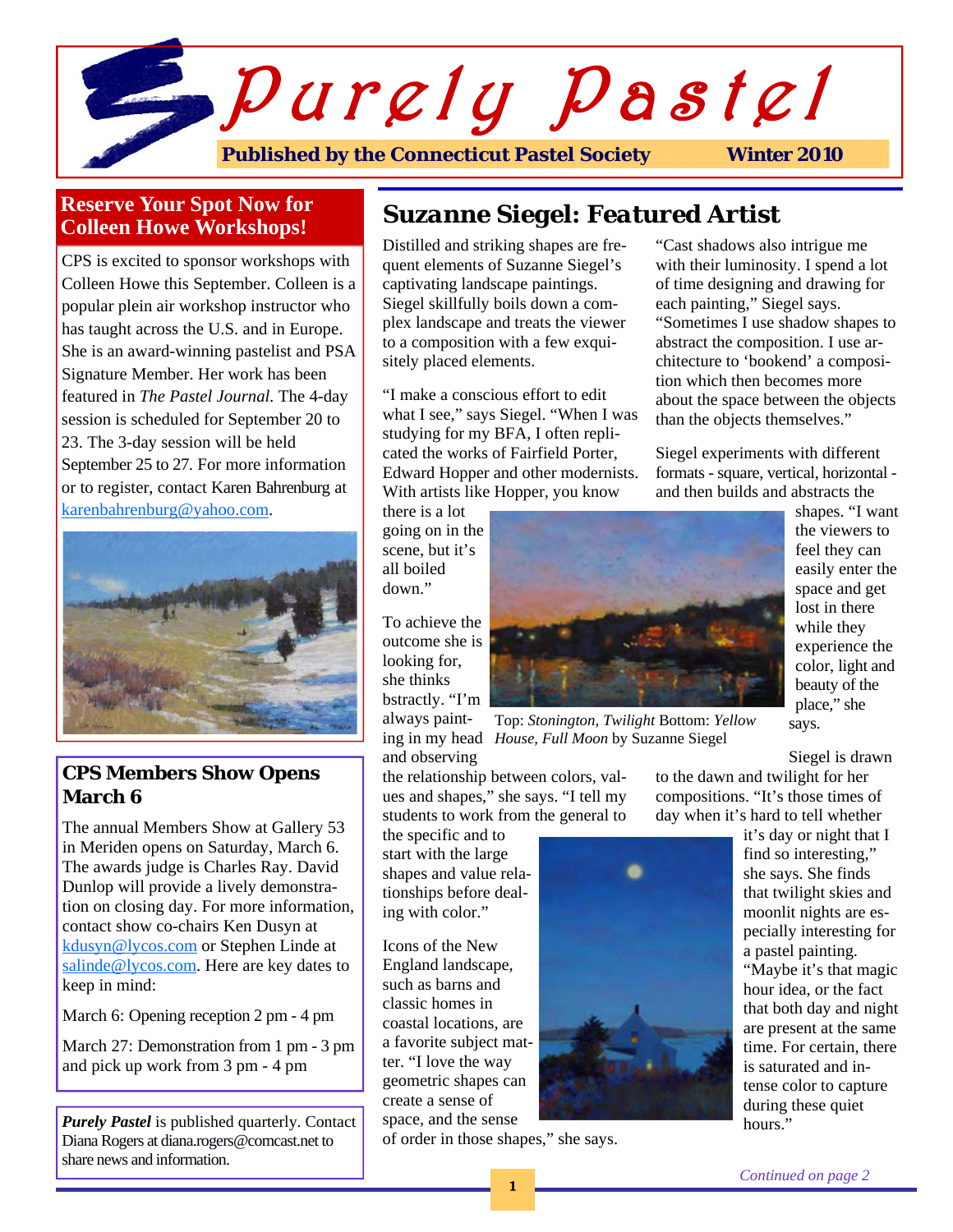# Purely Pastel

**Published by the Connecticut Pastel Society** **Winter 2010**

## Reserve Your Spot Now for Colleen Howe Workshops!

CPS is excited to sponsor workshops with Colleen Howe this September. Colleen is a popular plein air workshop instructor who has taught across the U.S. and in Europe. She is an award-winning pastelist and PSA Signature Member. Her work has been featured in *The Pastel Journal*. The 4-day session is scheduled for September 20 to 23. The 3-day session will be held September 25 to 27. For more information or to register, contact Karen Bahrenburg at karenbahrenburg@yahoo.com.

## CPS Members Show Opens March 6

The annual Members Show at Gallery 53 in Meriden opens on Saturday, March 6. The awards judge is Charles Ray. David Dunlop will provide a lively demonstration on closing day. For more information, contact show co-chairs Ken Dusyn at kdusyn@lycos.com or Stephen Linde at salinde@lycos.com. Here are key dates to keep in mind:

March 6: Opening reception 2 pm - 4 pm

March 27: Demonstration from 1 pm - 3 pm and pick up work from 3 pm - 4 pm

***Purely Pastel*** is published quarterly. Contact Diana Rogers at diana.rogers@comcast.net to share news and information.

## Suzanne Siegel: Featured Artist

Distilled and striking shapes are frequent elements of Suzanne Siegel's captivating landscape paintings. Siegel skillfully boils down a complex landscape and treats the viewer to a composition with a few exquisitely placed elements.

"I make a conscious effort to edit what I see," says Siegel. "When I was studying for my BFA, I often replicated the works of Fairfield Porter, Edward Hopper and other modernists. With artists like Hopper, you know there is a lot going on in the scene, but it's all boiled down."

To achieve the outcome she is looking for, she thinks bstractly. "I'm always painting in my head and observing the relationship between colors, values and shapes," she says. "I tell my students to work from the general to the specific and to start with the large shapes and value relationships before dealing with color."

Icons of the New England landscape, such as barns and classic homes in coastal locations, are a favorite subject matter. "I love the way geometric shapes can create a sense of space, and the sense of order in those shapes," she says.

"Cast shadows also intrigue me with their luminosity. I spend a lot of time designing and drawing for each painting," Siegel says. "Sometimes I use shadow shapes to abstract the composition. I use architecture to 'bookend' a composition which then becomes more about the space between the objects than the objects themselves."

Siegel experiments with different formats - square, vertical, horizontal - and then builds and abstracts the shapes. "I want the viewers to feel they can easily enter the space and get lost in there while they experience the color, light and beauty of the place," she says.

Top: *Stonington, Twilight* Bottom: *Yellow House, Full Moon* by Suzanne Siegel

Siegel is drawn to the dawn and twilight for her compositions. "It's those times of day when it's hard to tell whether it's day or night that I find so interesting," she says. She finds that twilight skies and moonlit nights are especially interesting for a pastel painting. "Maybe it's that magic hour idea, or the fact that both day and night are present at the same time. For certain, there is saturated and intense color to capture during these quiet hours."

*Continued on page 2*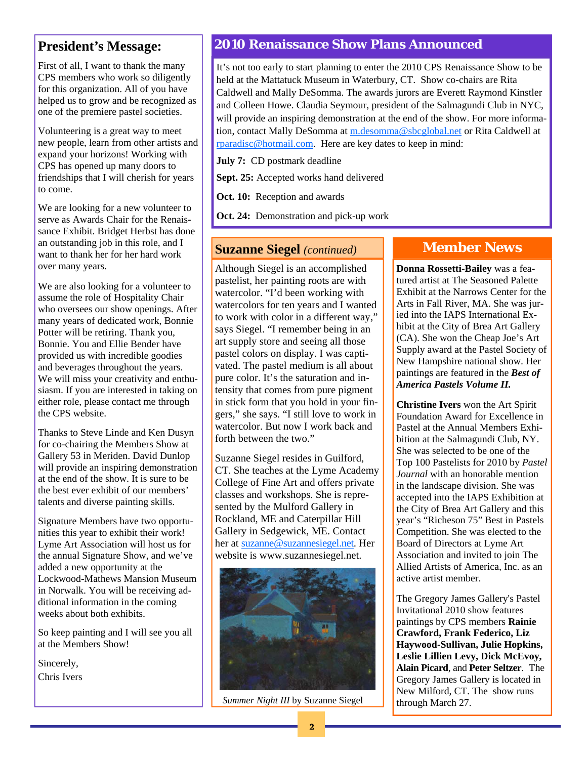## President's Message:

First of all, I want to thank the many CPS members who work so diligently for this organization. All of you have helped us to grow and be recognized as one of the premiere pastel societies.

Volunteering is a great way to meet new people, learn from other artists and expand your horizons! Working with CPS has opened up many doors to friendships that I will cherish for years to come.

We are looking for a new volunteer to serve as Awards Chair for the Renaissance Exhibit. Bridget Herbst has done an outstanding job in this role, and I want to thank her for her hard work over many years.

We are also looking for a volunteer to assume the role of Hospitality Chair who oversees our show openings. After many years of dedicated work, Bonnie Potter will be retiring. Thank you, Bonnie. You and Ellie Bender have provided us with incredible goodies and beverages throughout the years. We will miss your creativity and enthusiasm. If you are interested in taking on either role, please contact me through the CPS website.

Thanks to Steve Linde and Ken Dusyn for co-chairing the Members Show at Gallery 53 in Meriden. David Dunlop will provide an inspiring demonstration at the end of the show. It is sure to be the best ever exhibit of our members' talents and diverse painting skills.

Signature Members have two opportunities this year to exhibit their work! Lyme Art Association will host us for the annual Signature Show, and we've added a new opportunity at the Lockwood-Mathews Mansion Museum in Norwalk. You will be receiving additional information in the coming weeks about both exhibits.

So keep painting and I will see you all at the Members Show!

Sincerely,

Chris Ivers

## 2010 Renaissance Show Plans Announced

It's not too early to start planning to enter the 2010 CPS Renaissance Show to be held at the Mattatuck Museum in Waterbury, CT. Show co-chairs are Rita Caldwell and Mally DeSomma. The awards jurors are Everett Raymond Kinstler and Colleen Howe. Claudia Seymour, president of the Salmagundi Club in NYC, will provide an inspiring demonstration at the end of the show. For more information, contact Mally DeSomma at m.desomma@sbcglobal.net or Rita Caldwell at rparadisc@hotmail.com. Here are key dates to keep in mind:

**July 7:** CD postmark deadline

**Sept. 25:** Accepted works hand delivered

**Oct. 10:** Reception and awards

**Oct. 24:** Demonstration and pick-up work

## Suzanne Siegel *(continued)*

Although Siegel is an accomplished pastelist, her painting roots are with watercolor. "I'd been working with watercolors for ten years and I wanted to work with color in a different way," says Siegel. "I remember being in an art supply store and seeing all those pastel colors on display. I was captivated. The pastel medium is all about pure color. It's the saturation and intensity that comes from pure pigment in stick form that you hold in your fingers," she says. "I still love to work in watercolor. But now I work back and forth between the two."

Suzanne Siegel resides in Guilford, CT. She teaches at the Lyme Academy College of Fine Art and offers private classes and workshops. She is represented by the Mulford Gallery in Rockland, ME and Caterpillar Hill Gallery in Sedgewick, ME. Contact her at suzanne@suzannesiegel.net. Her website is www.suzannesiegel.net.

*Summer Night III* by Suzanne Siegel

## Member News

**Donna Rossetti-Bailey** was a featured artist at The Seasoned Palette Exhibit at the Narrows Center for the Arts in Fall River, MA. She was juried into the IAPS International Exhibit at the City of Brea Art Gallery (CA). She won the Cheap Joe's Art Supply award at the Pastel Society of New Hampshire national show. Her paintings are featured in the ***Best of America Pastels Volume II.***

**Christine Ivers** won the Art Spirit Foundation Award for Excellence in Pastel at the Annual Members Exhibition at the Salmagundi Club, NY. She was selected to be one of the Top 100 Pastelists for 2010 by *Pastel Journal* with an honorable mention in the landscape division. She was accepted into the IAPS Exhibition at the City of Brea Art Gallery and this year's "Richeson 75" Best in Pastels Competition. She was elected to the Board of Directors at Lyme Art Association and invited to join The Allied Artists of America, Inc. as an active artist member.

The Gregory James Gallery's Pastel Invitational 2010 show features paintings by CPS members **Rainie Crawford, Frank Federico, Liz Haywood-Sullivan, Julie Hopkins, Leslie Lillien Levy, Dick McEvoy, Alain Picard**, and **Peter Seltzer**. The Gregory James Gallery is located in New Milford, CT. The show runs through March 27.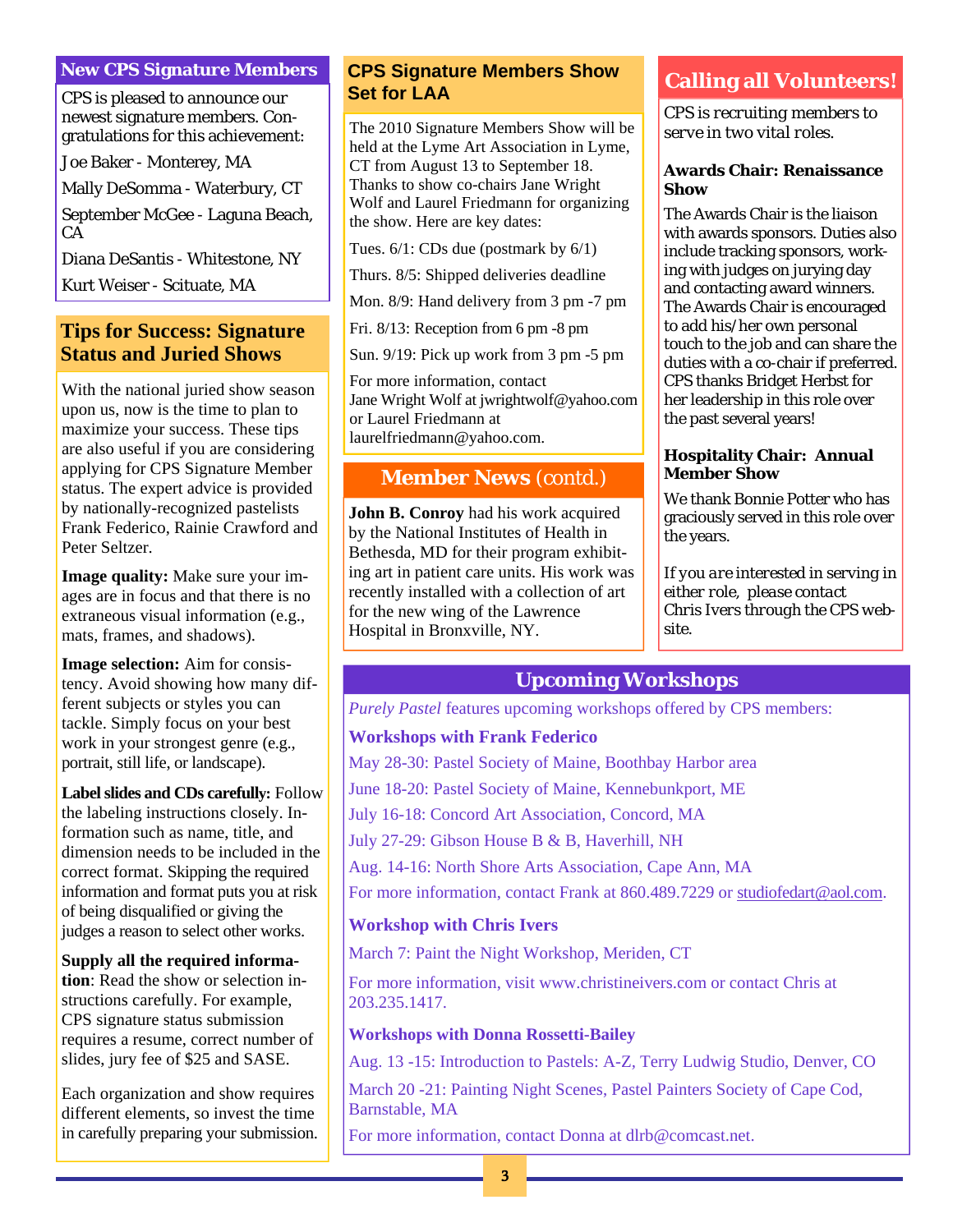## New CPS Signature Members

CPS is pleased to announce our newest signature members. Congratulations for this achievement:

Joe Baker - Monterey, MA

Mally DeSomma - Waterbury, CT

September McGee - Laguna Beach, CA

Diana DeSantis - Whitestone, NY

Kurt Weiser - Scituate, MA

## Tips for Success: Signature Status and Juried Shows

With the national juried show season upon us, now is the time to plan to maximize your success. These tips are also useful if you are considering applying for CPS Signature Member status. The expert advice is provided by nationally-recognized pastelists Frank Federico, Rainie Crawford and Peter Seltzer.

**Image quality:** Make sure your images are in focus and that there is no extraneous visual information (e.g., mats, frames, and shadows).

**Image selection:** Aim for consistency. Avoid showing how many different subjects or styles you can tackle. Simply focus on your best work in your strongest genre (e.g., portrait, still life, or landscape).

**Label slides and CDs carefully:** Follow the labeling instructions closely. Information such as name, title, and dimension needs to be included in the correct format. Skipping the required information and format puts you at risk of being disqualified or giving the judges a reason to select other works.

**Supply all the required information**: Read the show or selection instructions carefully. For example, CPS signature status submission requires a resume, correct number of slides, jury fee of $25 and SASE.

Each organization and show requires different elements, so invest the time in carefully preparing your submission.

## CPS Signature Members Show Set for LAA

The 2010 Signature Members Show will be held at the Lyme Art Association in Lyme, CT from August 13 to September 18. Thanks to show co-chairs Jane Wright Wolf and Laurel Friedmann for organizing the show. Here are key dates:

Tues. 6/1: CDs due (postmark by 6/1)

Thurs. 8/5: Shipped deliveries deadline

Mon. 8/9: Hand delivery from 3 pm -7 pm

Fri. 8/13: Reception from 6 pm -8 pm

Sun. 9/19: Pick up work from 3 pm -5 pm

For more information, contact Jane Wright Wolf at jwrightwolf@yahoo.com or Laurel Friedmann at laurelfriedmann@yahoo.com.

## Member News (contd.)

**John B. Conroy** had his work acquired by the National Institutes of Health in Bethesda, MD for their program exhibiting art in patient care units. His work was recently installed with a collection of art for the new wing of the Lawrence Hospital in Bronxville, NY.

## Calling all Volunteers!

CPS is recruiting members to serve in two vital roles.

**Awards Chair: Renaissance Show**

The Awards Chair is the liaison with awards sponsors. Duties also include tracking sponsors, working with judges on jurying day and contacting award winners. The Awards Chair is encouraged to add his/her own personal touch to the job and can share the duties with a co-chair if preferred. CPS thanks Bridget Herbst for her leadership in this role over the past several years!

**Hospitality Chair: Annual Member Show**

We thank Bonnie Potter who has graciously served in this role over the years.

If you are interested in serving in either role, please contact Chris Ivers through the CPS website.

## Upcoming Workshops

*Purely Pastel* features upcoming workshops offered by CPS members:

**Workshops with Frank Federico**

May 28-30: Pastel Society of Maine, Boothbay Harbor area

June 18-20: Pastel Society of Maine, Kennebunkport, ME

July 16-18: Concord Art Association, Concord, MA

July 27-29: Gibson House B & B, Haverhill, NH

Aug. 14-16: North Shore Arts Association, Cape Ann, MA

For more information, contact Frank at 860.489.7229 or studiofedart@aol.com.

**Workshop with Chris Ivers**

March 7: Paint the Night Workshop, Meriden, CT

For more information, visit www.christineivers.com or contact Chris at 203.235.1417.

**Workshops with Donna Rossetti-Bailey**

Aug. 13 -15: Introduction to Pastels: A-Z, Terry Ludwig Studio, Denver, CO

March 20 -21: Painting Night Scenes, Pastel Painters Society of Cape Cod, Barnstable, MA

For more information, contact Donna at dlrb@comcast.net.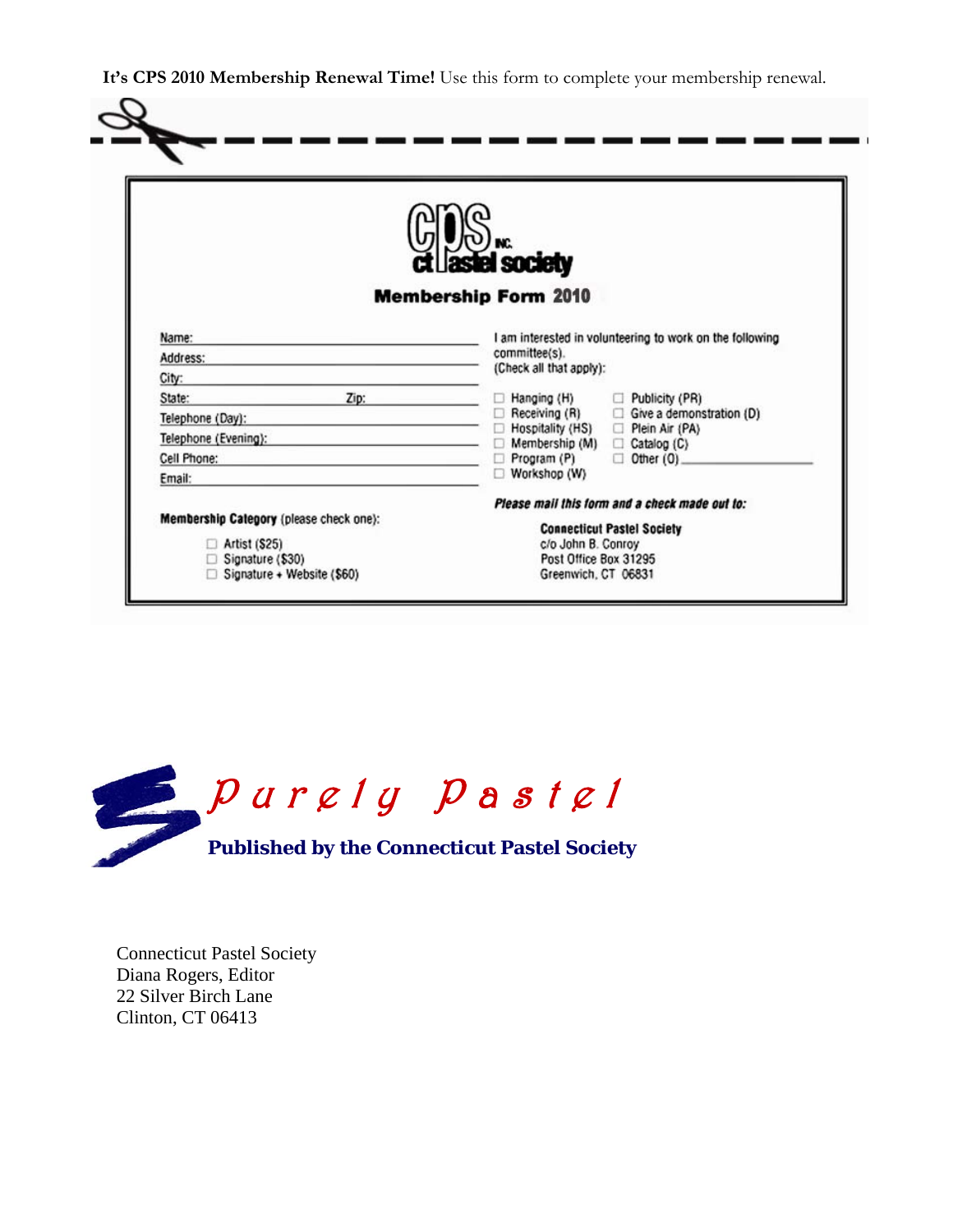**It's CPS 2010 Membership Renewal Time!** Use this form to complete your membership renewal.

cps INC. ct pastel society

## Membership Form 2010

Name: \_\_\_\_\_\_\_\_\_\_\_\_\_\_\_\_\_\_\_\_\_\_\_\_

Address: \_\_\_\_\_\_\_\_\_\_\_\_\_\_\_\_\_\_\_\_\_\_\_\_

City: \_\_\_\_\_\_\_\_\_\_\_\_\_\_\_\_\_\_\_\_\_\_\_\_

State: \_\_\_\_\_\_\_\_\_\_ Zip: \_\_\_\_\_\_\_\_\_\_

Telephone (Day): \_\_\_\_\_\_\_\_\_\_\_\_\_\_\_\_\_\_\_\_\_\_\_\_

Telephone (Evening): \_\_\_\_\_\_\_\_\_\_\_\_\_\_\_\_\_\_\_\_\_\_\_\_

Cell Phone: \_\_\_\_\_\_\_\_\_\_\_\_\_\_\_\_\_\_\_\_\_\_\_\_

Email: \_\_\_\_\_\_\_\_\_\_\_\_\_\_\_\_\_\_\_\_\_\_\_\_

**Membership Category** (please check one):

- ☐ Artist ($25)
- ☐ Signature ($30)
- ☐ Signature + Website ($60)

I am interested in volunteering to work on the following committee(s).
(Check all that apply):

- ☐ Hanging (H)
- ☐ Receiving (R)
- ☐ Hospitality (HS)
- ☐ Membership (M)
- ☐ Program (P)
- ☐ Workshop (W)
- ☐ Publicity (PR)
- ☐ Give a demonstration (D)
- ☐ Plein Air (PA)
- ☐ Catalog (C)
- ☐ Other (O) \_\_\_\_\_\_\_\_\_\_\_\_

***Please mail this form and a check made out to:***

**Connecticut Pastel Society**
c/o John B. Conroy
Post Office Box 31295
Greenwich, CT 06831

# Purely Pastel

**Published by the Connecticut Pastel Society**

Connecticut Pastel Society
Diana Rogers, Editor
22 Silver Birch Lane
Clinton, CT 06413